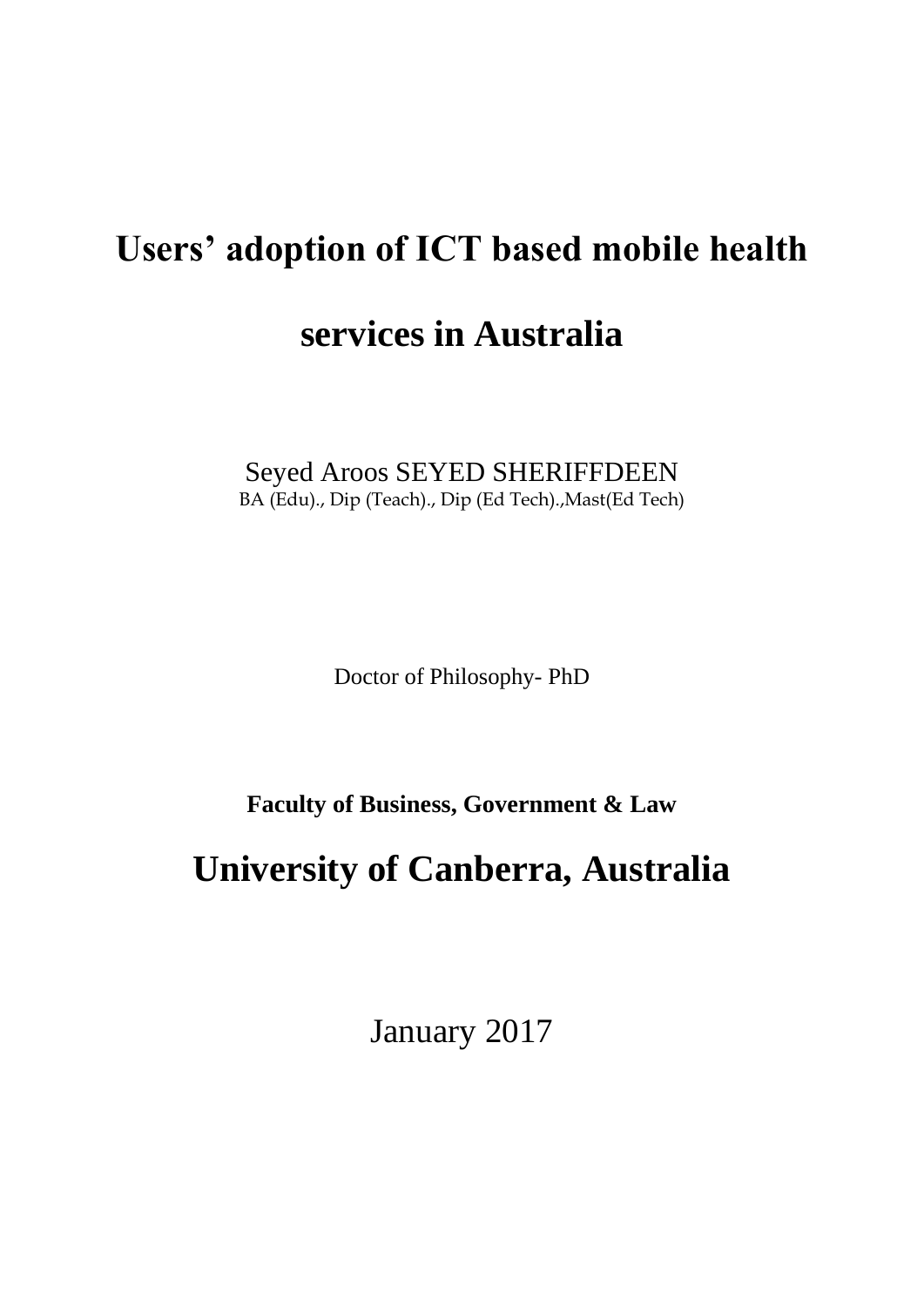# Users' adoption of ICT based mobile health services in Australia

Seyed Aroos SEYED SHERIFFDEEN

BA (Edu)., Dip (Teach)., Dip (Ed Tech).,Mast(Ed Tech)

Doctor of Philosophy- PhD

**Faculty of Business, Government & Law**

## University of Canberra, Australia

January 2017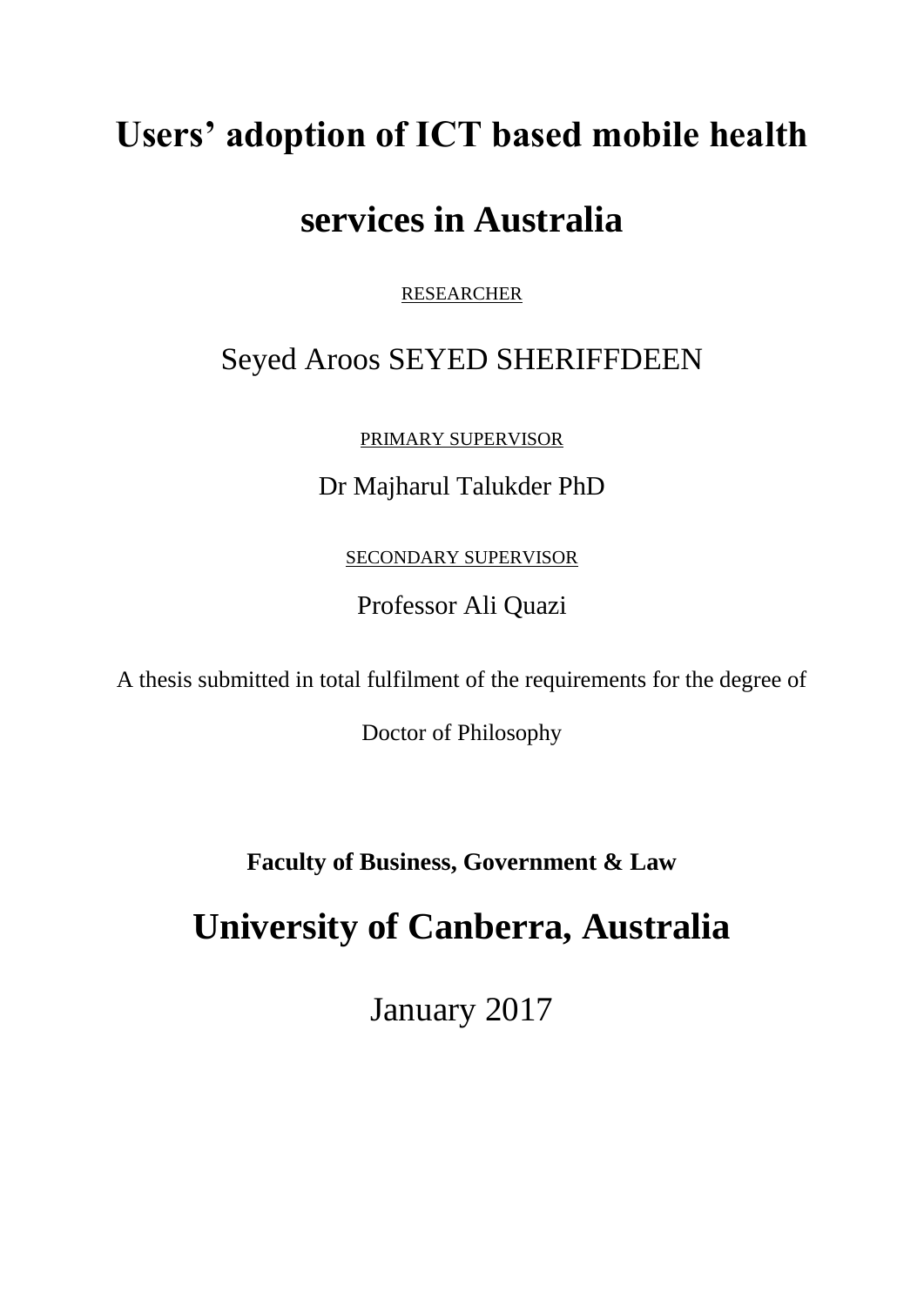# Users' adoption of ICT based mobile health services in Australia

RESEARCHER

Seyed Aroos SEYED SHERIFFDEEN

PRIMARY SUPERVISOR

Dr Majharul Talukder PhD

SECONDARY SUPERVISOR

Professor Ali Quazi

A thesis submitted in total fulfilment of the requirements for the degree of

Doctor of Philosophy

**Faculty of Business, Government & Law**

## University of Canberra, Australia

January 2017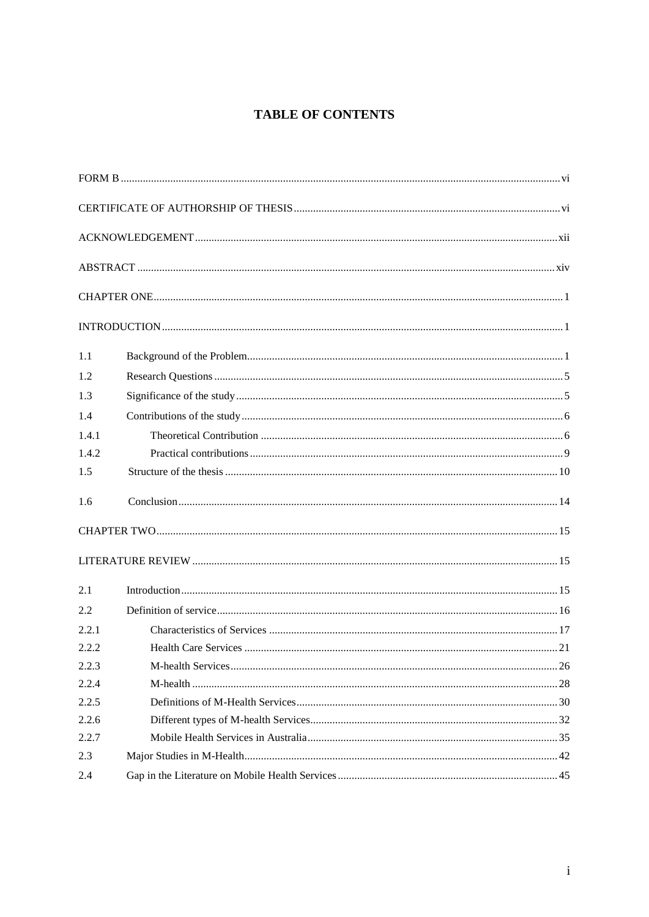# TABLE OF CONTENTS

FORM B ..... vi

CERTIFICATE OF AUTHORSHIP OF THESIS ..... vi

ACKNOWLEDGEMENT ..... xii

ABSTRACT ..... xiv

CHAPTER ONE ..... 1

INTRODUCTION ..... 1

1.1 Background of the Problem ..... 1

1.2 Research Questions ..... 5

1.3 Significance of the study ..... 5

1.4 Contributions of the study ..... 6

1.4.1 Theoretical Contribution ..... 6

1.4.2 Practical contributions ..... 9

1.5 Structure of the thesis ..... 10

1.6 Conclusion ..... 14

CHAPTER TWO ..... 15

LITERATURE REVIEW ..... 15

2.1 Introduction ..... 15

2.2 Definition of service ..... 16

2.2.1 Characteristics of Services ..... 17

2.2.2 Health Care Services ..... 21

2.2.3 M-health Services ..... 26

2.2.4 M-health ..... 28

2.2.5 Definitions of M-Health Services ..... 30

2.2.6 Different types of M-health Services ..... 32

2.2.7 Mobile Health Services in Australia ..... 35

2.3 Major Studies in M-Health ..... 42

2.4 Gap in the Literature on Mobile Health Services ..... 45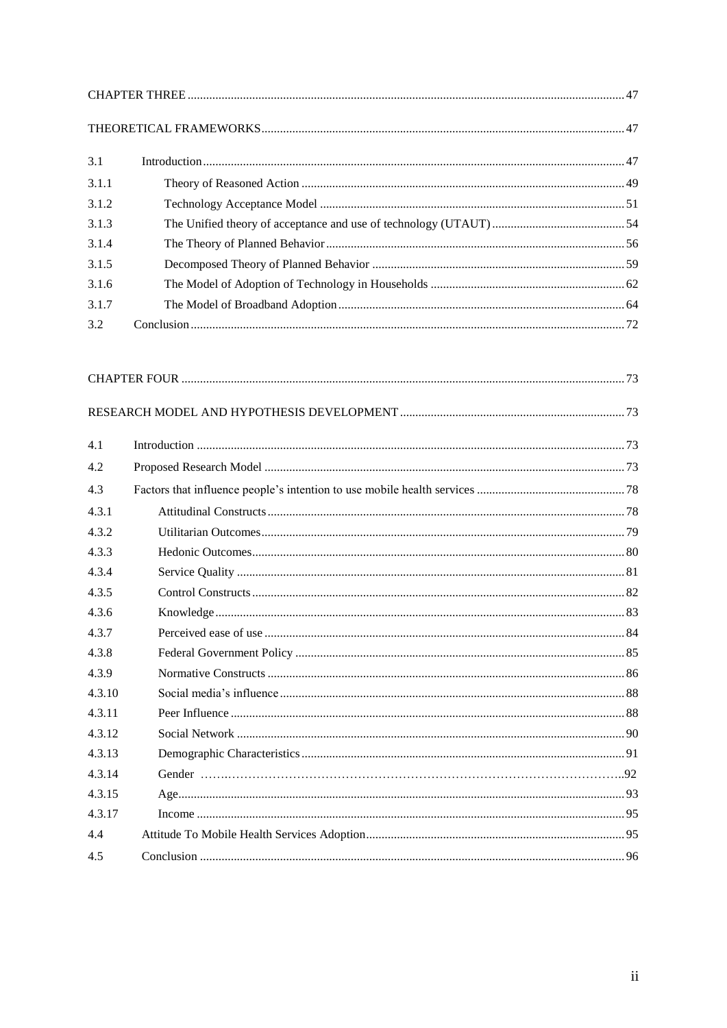| | | |
|---|---|---|
| CHAPTER THREE | | 47 |
| THEORETICAL FRAMEWORKS | | 47 |
| 3.1 | Introduction | 47 |
| 3.1.1 | Theory of Reasoned Action | 49 |
| 3.1.2 | Technology Acceptance Model | 51 |
| 3.1.3 | The Unified theory of acceptance and use of technology (UTAUT) | 54 |
| 3.1.4 | The Theory of Planned Behavior | 56 |
| 3.1.5 | Decomposed Theory of Planned Behavior | 59 |
| 3.1.6 | The Model of Adoption of Technology in Households | 62 |
| 3.1.7 | The Model of Broadband Adoption | 64 |
| 3.2 | Conclusion | 72 |

| | | |
|---|---|---|
| CHAPTER FOUR | | 73 |
| RESEARCH MODEL AND HYPOTHESIS DEVELOPMENT | | 73 |
| 4.1 | Introduction | 73 |
| 4.2 | Proposed Research Model | 73 |
| 4.3 | Factors that influence people's intention to use mobile health services | 78 |
| 4.3.1 | Attitudinal Constructs | 78 |
| 4.3.2 | Utilitarian Outcomes | 79 |
| 4.3.3 | Hedonic Outcomes | 80 |
| 4.3.4 | Service Quality | 81 |
| 4.3.5 | Control Constructs | 82 |
| 4.3.6 | Knowledge | 83 |
| 4.3.7 | Perceived ease of use | 84 |
| 4.3.8 | Federal Government Policy | 85 |
| 4.3.9 | Normative Constructs | 86 |
| 4.3.10 | Social media's influence | 88 |
| 4.3.11 | Peer Influence | 88 |
| 4.3.12 | Social Network | 90 |
| 4.3.13 | Demographic Characteristics | 91 |
| 4.3.14 | Gender | 92 |
| 4.3.15 | Age | 93 |
| 4.3.17 | Income | 95 |
| 4.4 | Attitude To Mobile Health Services Adoption | 95 |
| 4.5 | Conclusion | 96 |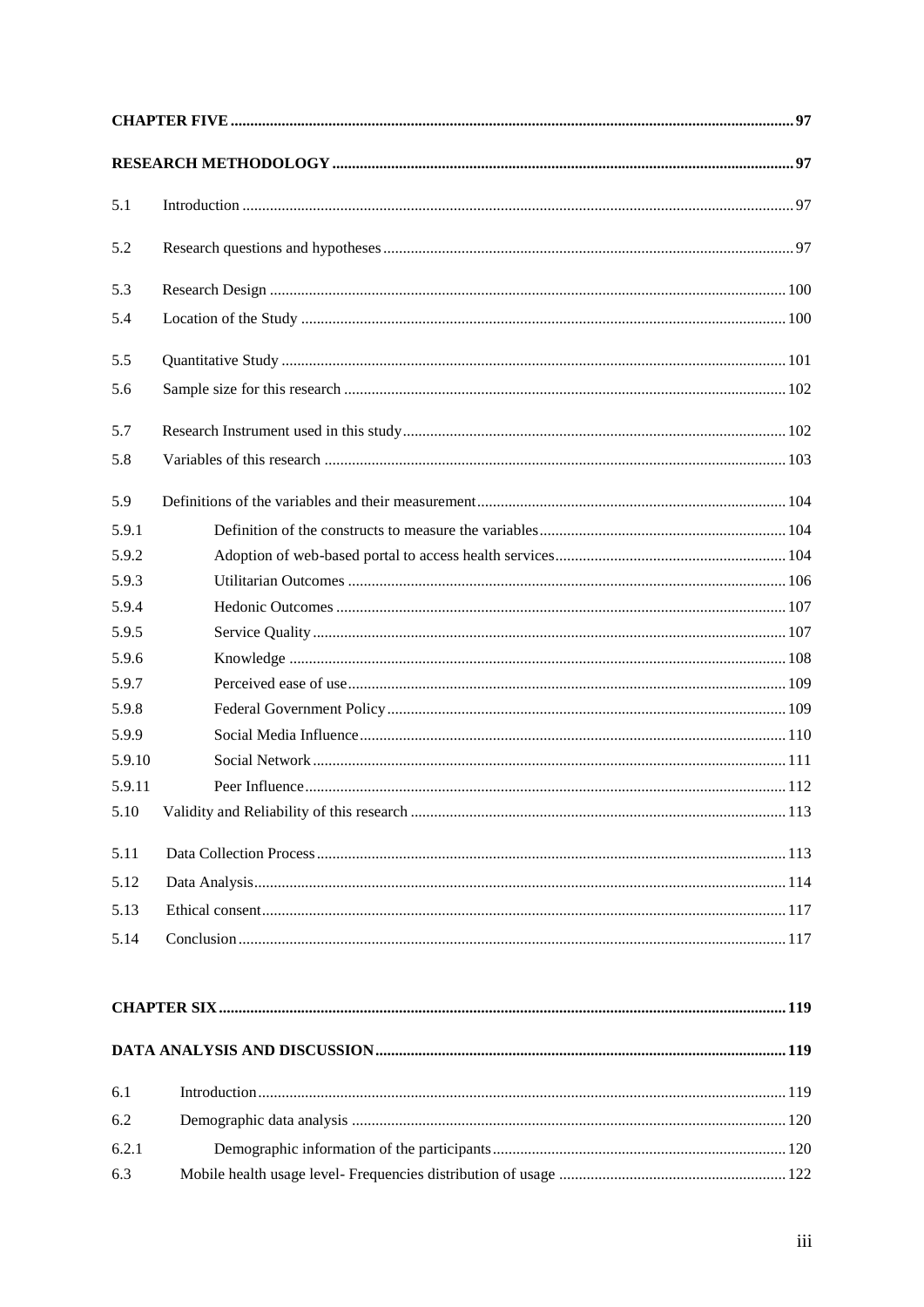**CHAPTER FIVE** ..... 97

**RESEARCH METHODOLOGY** ..... 97

5.1 Introduction ..... 97

5.2 Research questions and hypotheses ..... 97

5.3 Research Design ..... 100

5.4 Location of the Study ..... 100

5.5 Quantitative Study ..... 101

5.6 Sample size for this research ..... 102

5.7 Research Instrument used in this study ..... 102

5.8 Variables of this research ..... 103

5.9 Definitions of the variables and their measurement ..... 104

5.9.1 Definition of the constructs to measure the variables ..... 104

5.9.2 Adoption of web-based portal to access health services ..... 104

5.9.3 Utilitarian Outcomes ..... 106

5.9.4 Hedonic Outcomes ..... 107

5.9.5 Service Quality ..... 107

5.9.6 Knowledge ..... 108

5.9.7 Perceived ease of use ..... 109

5.9.8 Federal Government Policy ..... 109

5.9.9 Social Media Influence ..... 110

5.9.10 Social Network ..... 111

5.9.11 Peer Influence ..... 112

5.10 Validity and Reliability of this research ..... 113

5.11 Data Collection Process ..... 113

5.12 Data Analysis ..... 114

5.13 Ethical consent ..... 117

5.14 Conclusion ..... 117

**CHAPTER SIX** ..... 119

**DATA ANALYSIS AND DISCUSSION** ..... 119

6.1 Introduction ..... 119

6.2 Demographic data analysis ..... 120

6.2.1 Demographic information of the participants ..... 120

6.3 Mobile health usage level- Frequencies distribution of usage ..... 122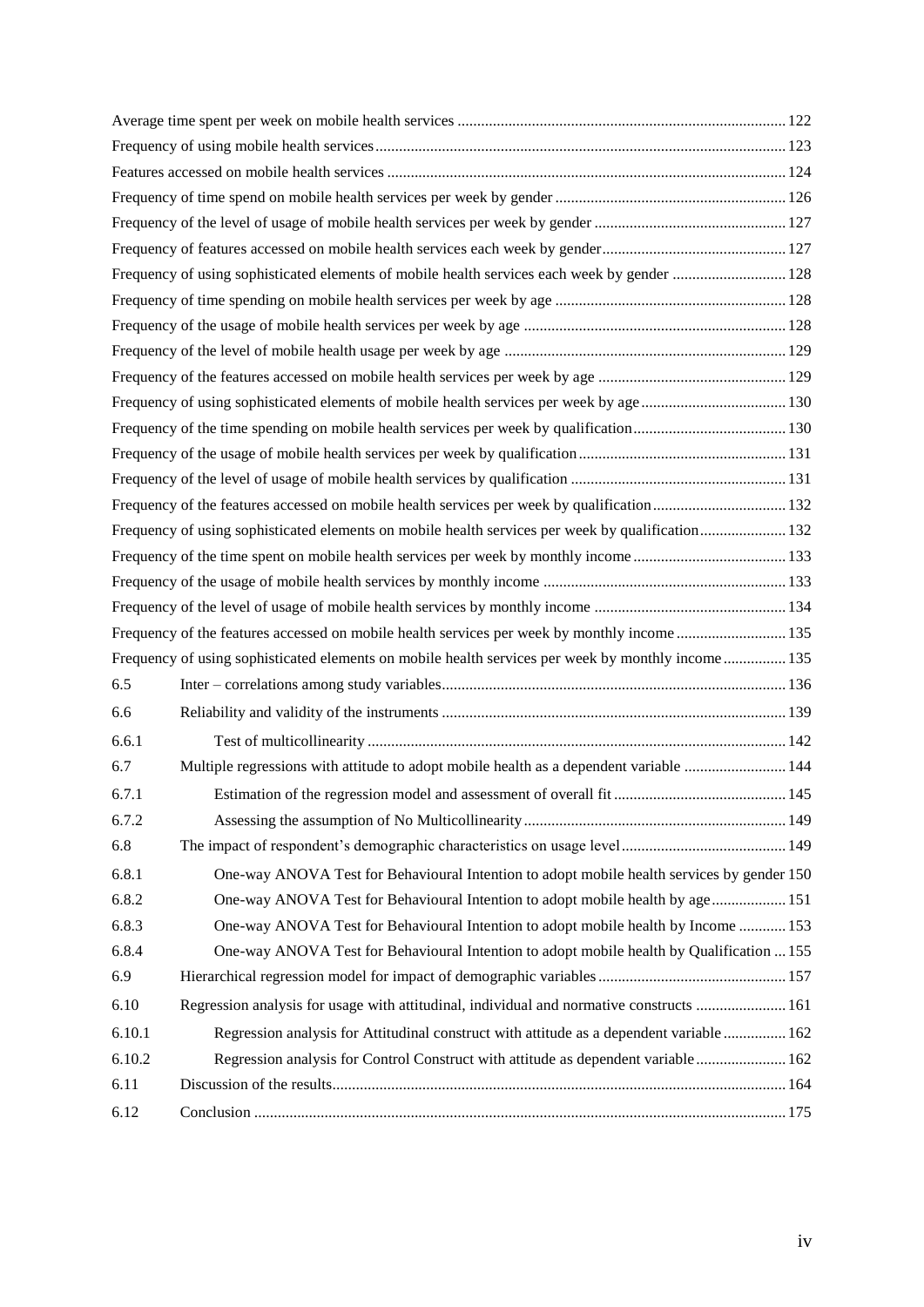Average time spent per week on mobile health services ........................................ 122
Frequency of using mobile health services ........................................ 123
Features accessed on mobile health services ........................................ 124
Frequency of time spend on mobile health services per week by gender ........................................ 126
Frequency of the level of usage of mobile health services per week by gender ........................................ 127
Frequency of features accessed on mobile health services each week by gender ........................................ 127
Frequency of using sophisticated elements of mobile health services each week by gender ........................................ 128
Frequency of time spending on mobile health services per week by age ........................................ 128
Frequency of the usage of mobile health services per week by age ........................................ 128
Frequency of the level of mobile health usage per week by age ........................................ 129
Frequency of the features accessed on mobile health services per week by age ........................................ 129
Frequency of using sophisticated elements of mobile health services per week by age ........................................ 130
Frequency of the time spending on mobile health services per week by qualification ........................................ 130
Frequency of the usage of mobile health services per week by qualification ........................................ 131
Frequency of the level of usage of mobile health services by qualification ........................................ 131
Frequency of the features accessed on mobile health services per week by qualification ........................................ 132
Frequency of using sophisticated elements on mobile health services per week by qualification ........................................ 132
Frequency of the time spent on mobile health services per week by monthly income ........................................ 133
Frequency of the usage of mobile health services by monthly income ........................................ 133
Frequency of the level of usage of mobile health services by monthly income ........................................ 134
Frequency of the features accessed on mobile health services per week by monthly income ........................................ 135
Frequency of using sophisticated elements on mobile health services per week by monthly income ........................................ 135

6.5 Inter – correlations among study variables ........................................ 136

6.6 Reliability and validity of the instruments ........................................ 139

6.6.1 Test of multicollinearity ........................................ 142

6.7 Multiple regressions with attitude to adopt mobile health as a dependent variable ........................................ 144

6.7.1 Estimation of the regression model and assessment of overall fit ........................................ 145

6.7.2 Assessing the assumption of No Multicollinearity ........................................ 149

6.8 The impact of respondent's demographic characteristics on usage level ........................................ 149

6.8.1 One-way ANOVA Test for Behavioural Intention to adopt mobile health services by gender 150

6.8.2 One-way ANOVA Test for Behavioural Intention to adopt mobile health by age ........................................ 151

6.8.3 One-way ANOVA Test for Behavioural Intention to adopt mobile health by Income ........................................ 153

6.8.4 One-way ANOVA Test for Behavioural Intention to adopt mobile health by Qualification ... 155

6.9 Hierarchical regression model for impact of demographic variables ........................................ 157

6.10 Regression analysis for usage with attitudinal, individual and normative constructs ........................................ 161

6.10.1 Regression analysis for Attitudinal construct with attitude as a dependent variable ........................................ 162

6.10.2 Regression analysis for Control Construct with attitude as dependent variable ........................................ 162

6.11 Discussion of the results ........................................ 164

6.12 Conclusion ........................................ 175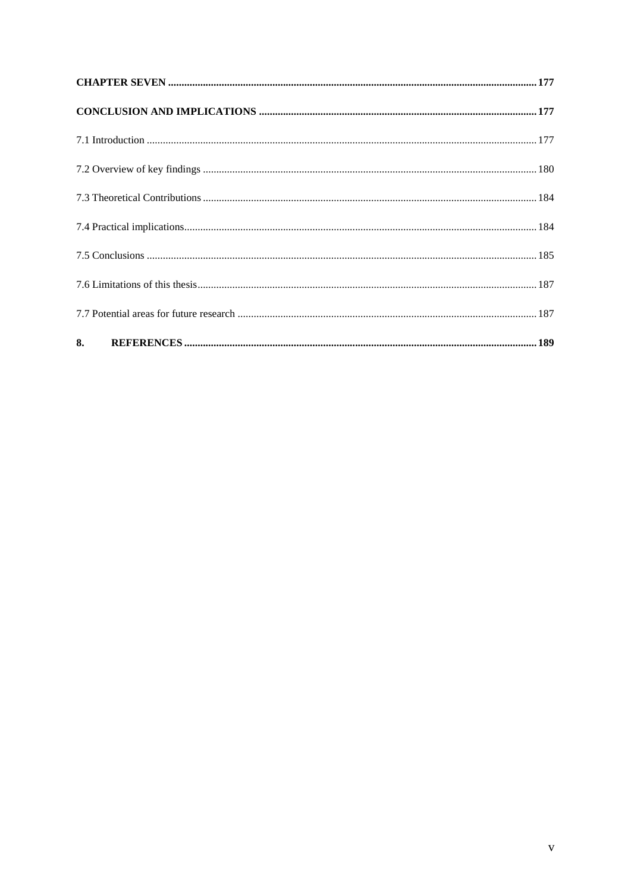**CHAPTER SEVEN** ........................................................................................................................................ 177

**CONCLUSION AND IMPLICATIONS** ....................................................................................................... 177

7.1 Introduction ................................................................................................................................................ 177

7.2 Overview of key findings ........................................................................................................................... 180

7.3 Theoretical Contributions ........................................................................................................................... 184

7.4 Practical implications.................................................................................................................................. 184

7.5 Conclusions ................................................................................................................................................ 185

7.6 Limitations of this thesis............................................................................................................................. 187

7.7 Potential areas for future research ............................................................................................................... 187

**8. REFERENCES** .................................................................................................................................. 189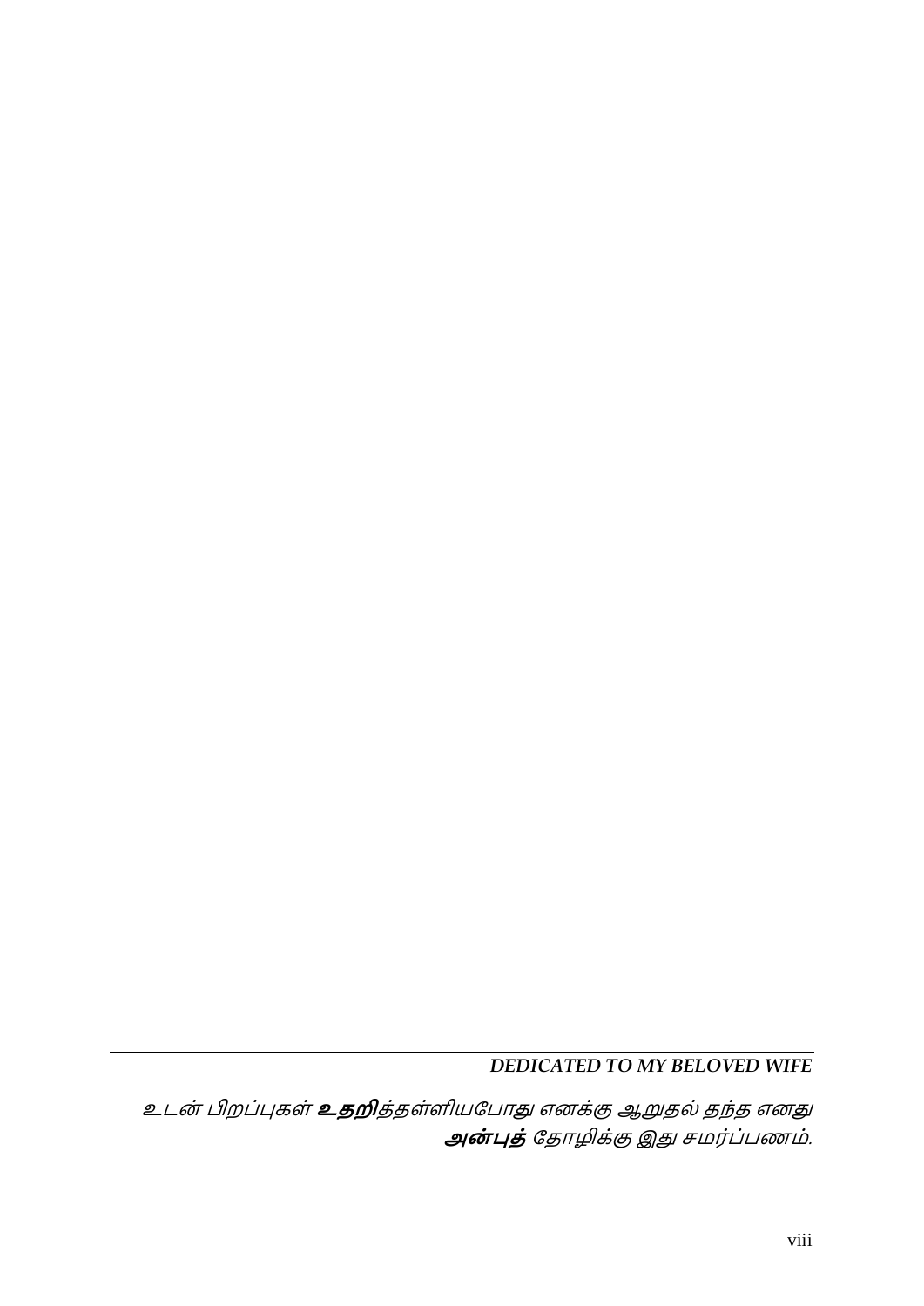***DEDICATED TO MY BELOVED WIFE***

*உடன் பிறப்புகள் **உதறி**த்தள்ளியபோது எனக்கு ஆறுதல் தந்த எனது **அன்புத்** தோழிக்கு இது சமர்ப்பணம்.*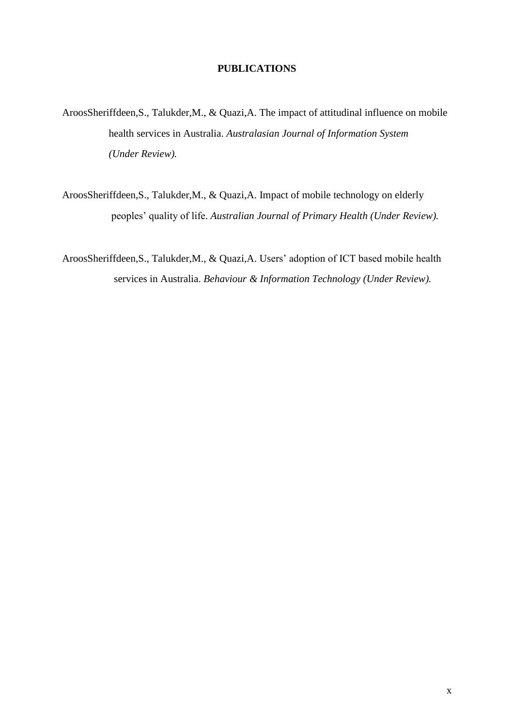## PUBLICATIONS

ArossSheriffdeen,S., Talukder,M., & Quazi,A. The impact of attitudinal influence on mobile health services in Australia. *Australasian Journal of Information System (Under Review).*

ArossSheriffdeen,S., Talukder,M., & Quazi,A. Impact of mobile technology on elderly peoples' quality of life. *Australian Journal of Primary Health (Under Review).*

ArossSheriffdeen,S., Talukder,M., & Quazi,A. Users' adoption of ICT based mobile health services in Australia. *Behaviour & Information Technology (Under Review).*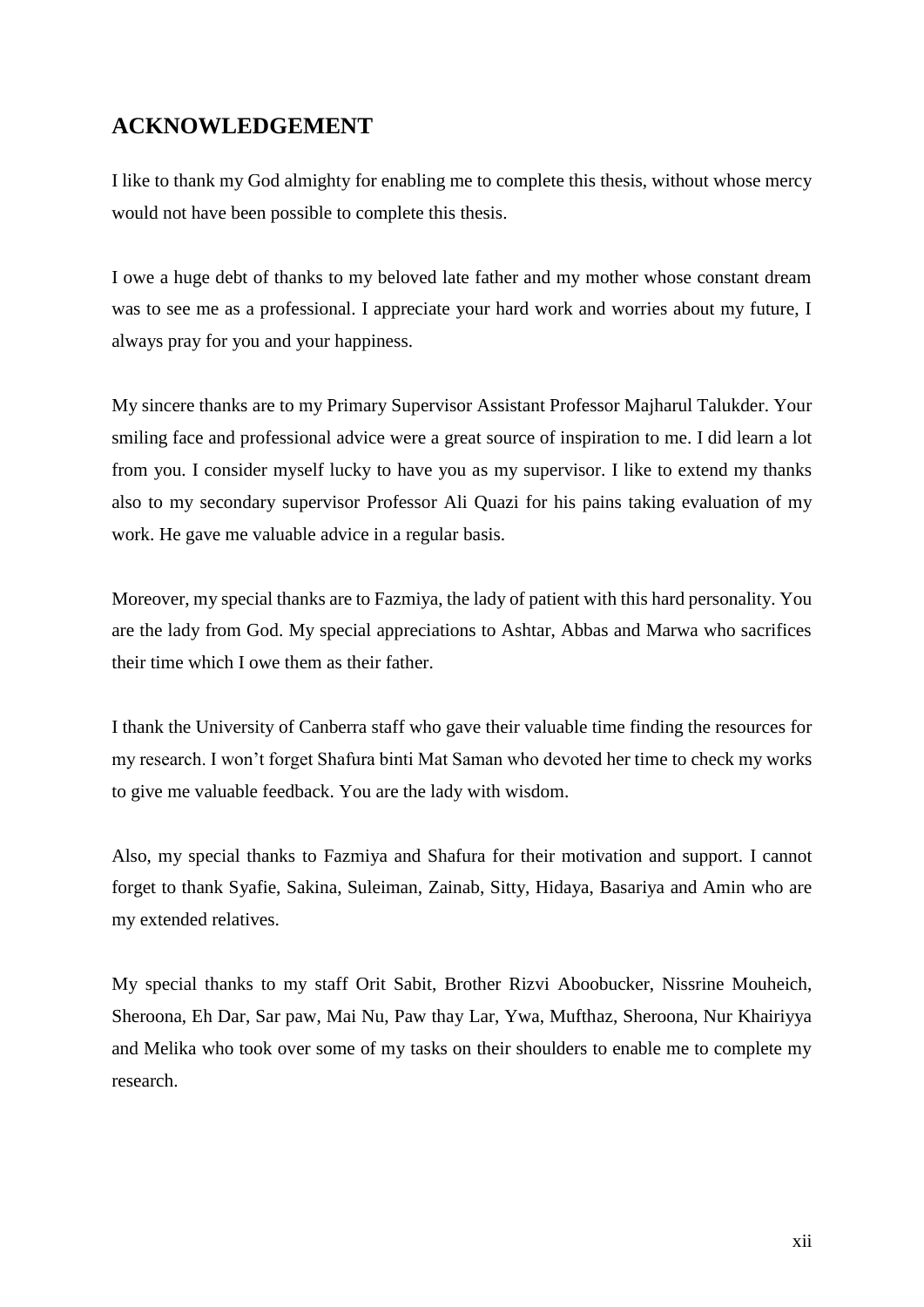## ACKNOWLEDGEMENT

I like to thank my God almighty for enabling me to complete this thesis, without whose mercy would not have been possible to complete this thesis.

I owe a huge debt of thanks to my beloved late father and my mother whose constant dream was to see me as a professional. I appreciate your hard work and worries about my future, I always pray for you and your happiness.

My sincere thanks are to my Primary Supervisor Assistant Professor Majharul Talukder. Your smiling face and professional advice were a great source of inspiration to me. I did learn a lot from you. I consider myself lucky to have you as my supervisor. I like to extend my thanks also to my secondary supervisor Professor Ali Quazi for his pains taking evaluation of my work. He gave me valuable advice in a regular basis.

Moreover, my special thanks are to Fazmiya, the lady of patient with this hard personality. You are the lady from God. My special appreciations to Ashtar, Abbas and Marwa who sacrifices their time which I owe them as their father.

I thank the University of Canberra staff who gave their valuable time finding the resources for my research. I won't forget Shafura binti Mat Saman who devoted her time to check my works to give me valuable feedback. You are the lady with wisdom.

Also, my special thanks to Fazmiya and Shafura for their motivation and support. I cannot forget to thank Syafie, Sakina, Suleiman, Zainab, Sitty, Hidaya, Basariya and Amin who are my extended relatives.

My special thanks to my staff Orit Sabit, Brother Rizvi Aboobucker, Nissrine Mouheich, Sheroona, Eh Dar, Sar paw, Mai Nu, Paw thay Lar, Ywa, Mufthaz, Sheroona, Nur Khairiyya and Melika who took over some of my tasks on their shoulders to enable me to complete my research.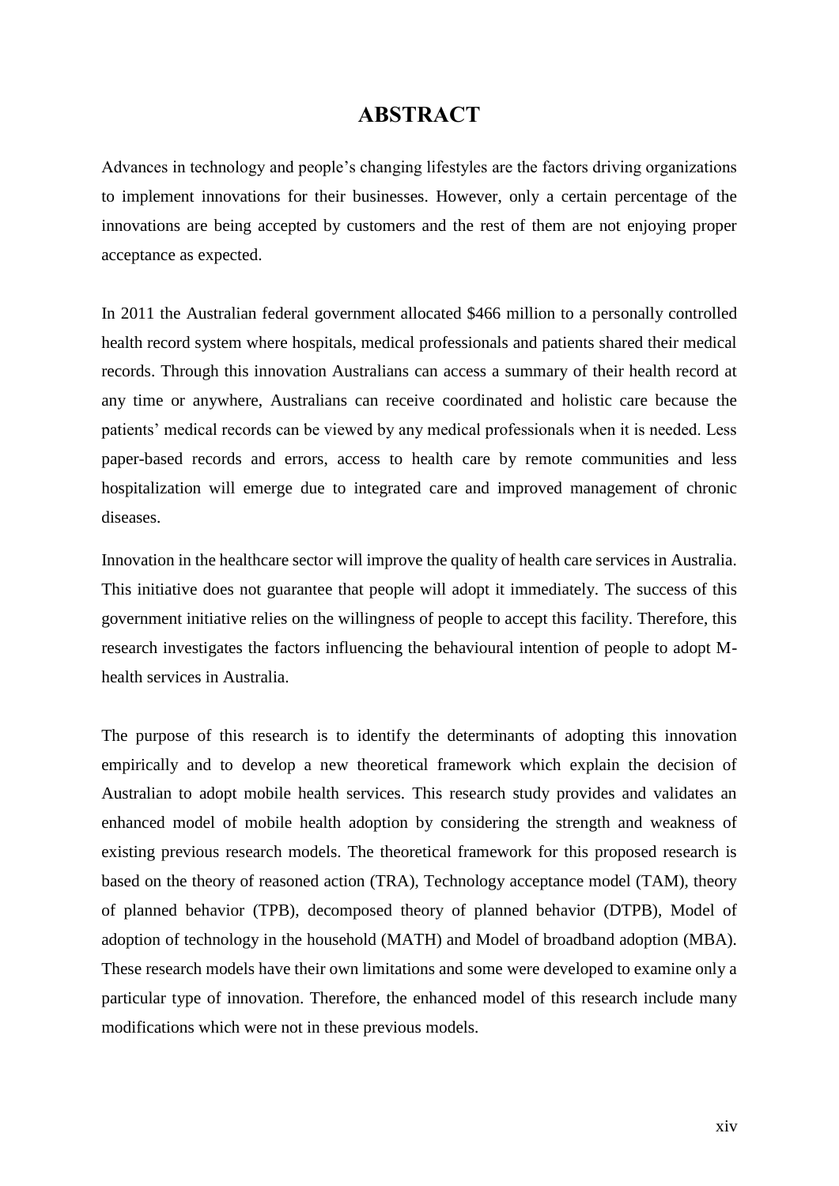# ABSTRACT

Advances in technology and people's changing lifestyles are the factors driving organizations to implement innovations for their businesses. However, only a certain percentage of the innovations are being accepted by customers and the rest of them are not enjoying proper acceptance as expected.

In 2011 the Australian federal government allocated $466 million to a personally controlled health record system where hospitals, medical professionals and patients shared their medical records. Through this innovation Australians can access a summary of their health record at any time or anywhere, Australians can receive coordinated and holistic care because the patients' medical records can be viewed by any medical professionals when it is needed. Less paper-based records and errors, access to health care by remote communities and less hospitalization will emerge due to integrated care and improved management of chronic diseases.

Innovation in the healthcare sector will improve the quality of health care services in Australia. This initiative does not guarantee that people will adopt it immediately. The success of this government initiative relies on the willingness of people to accept this facility. Therefore, this research investigates the factors influencing the behavioural intention of people to adopt M-health services in Australia.

The purpose of this research is to identify the determinants of adopting this innovation empirically and to develop a new theoretical framework which explain the decision of Australian to adopt mobile health services. This research study provides and validates an enhanced model of mobile health adoption by considering the strength and weakness of existing previous research models. The theoretical framework for this proposed research is based on the theory of reasoned action (TRA), Technology acceptance model (TAM), theory of planned behavior (TPB), decomposed theory of planned behavior (DTPB), Model of adoption of technology in the household (MATH) and Model of broadband adoption (MBA). These research models have their own limitations and some were developed to examine only a particular type of innovation. Therefore, the enhanced model of this research include many modifications which were not in these previous models.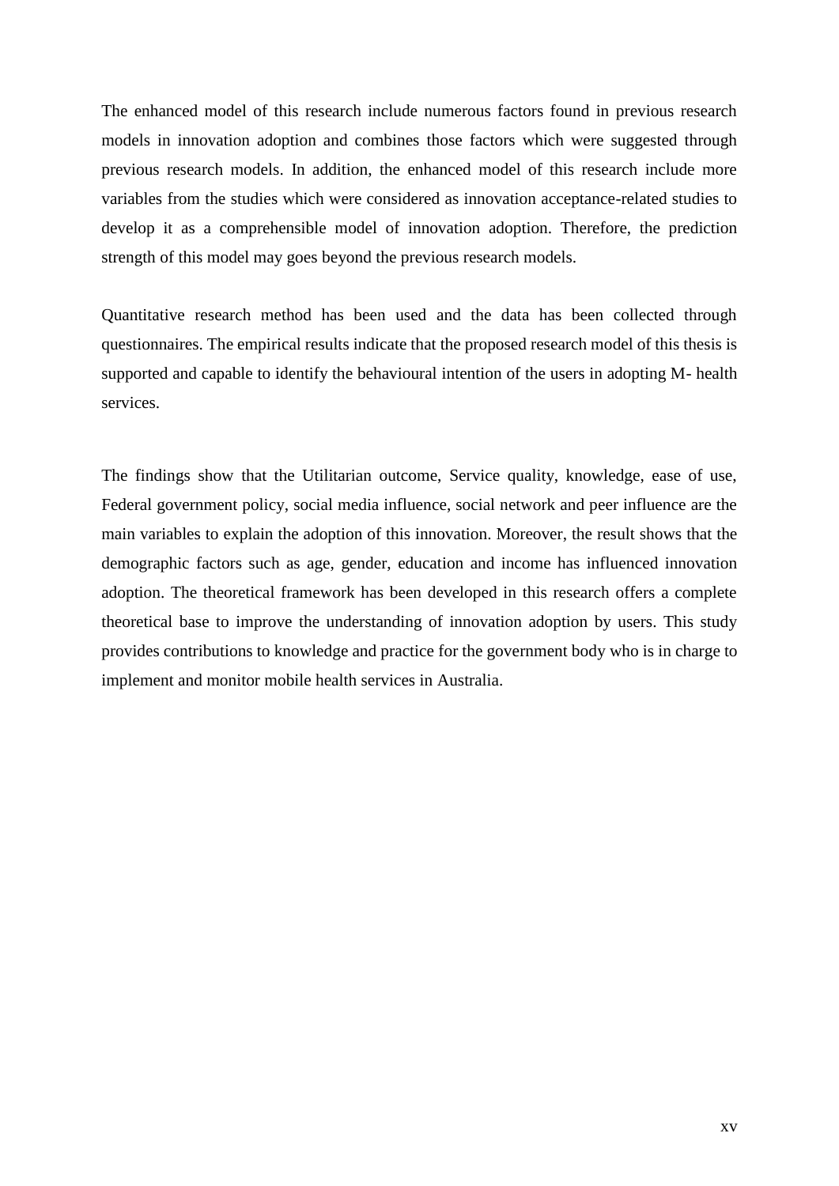The enhanced model of this research include numerous factors found in previous research models in innovation adoption and combines those factors which were suggested through previous research models. In addition, the enhanced model of this research include more variables from the studies which were considered as innovation acceptance-related studies to develop it as a comprehensible model of innovation adoption. Therefore, the prediction strength of this model may goes beyond the previous research models.

Quantitative research method has been used and the data has been collected through questionnaires. The empirical results indicate that the proposed research model of this thesis is supported and capable to identify the behavioural intention of the users in adopting M- health services.

The findings show that the Utilitarian outcome, Service quality, knowledge, ease of use, Federal government policy, social media influence, social network and peer influence are the main variables to explain the adoption of this innovation. Moreover, the result shows that the demographic factors such as age, gender, education and income has influenced innovation adoption. The theoretical framework has been developed in this research offers a complete theoretical base to improve the understanding of innovation adoption by users. This study provides contributions to knowledge and practice for the government body who is in charge to implement and monitor mobile health services in Australia.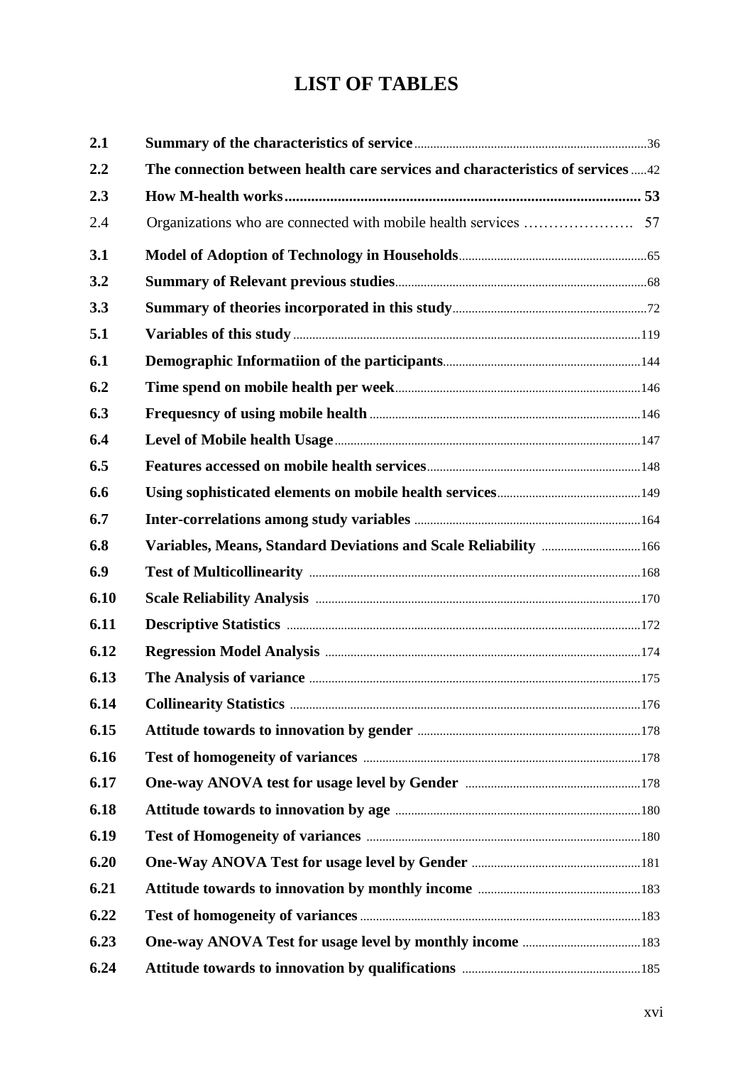# LIST OF TABLES

| | | |
|---|---|---|
| **2.1** | **Summary of the characteristics of service** | 36 |
| **2.2** | **The connection between health care services and characteristics of services** | 42 |
| **2.3** | **How M-health works** | **53** |
| 2.4 | Organizations who are connected with mobile health services | 57 |
| **3.1** | **Model of Adoption of Technology in Households** | 65 |
| **3.2** | **Summary of Relevant previous studies** | 68 |
| **3.3** | **Summary of theories incorporated in this study** | 72 |
| **5.1** | **Variables of this study** | 119 |
| **6.1** | **Demographic Informatiion of the participants** | 144 |
| **6.2** | **Time spend on mobile health per week** | 146 |
| **6.3** | **Frequesncy of using mobile health** | 146 |
| **6.4** | **Level of Mobile health Usage** | 147 |
| **6.5** | **Features accessed on mobile health services** | 148 |
| **6.6** | **Using sophisticated elements on mobile health services** | 149 |
| **6.7** | **Inter-correlations among study variables** | 164 |
| **6.8** | **Variables, Means, Standard Deviations and Scale Reliability** | 166 |
| **6.9** | **Test of Multicollinearity** | 168 |
| **6.10** | **Scale Reliability Analysis** | 170 |
| **6.11** | **Descriptive Statistics** | 172 |
| **6.12** | **Regression Model Analysis** | 174 |
| **6.13** | **The Analysis of variance** | 175 |
| **6.14** | **Collinearity Statistics** | 176 |
| **6.15** | **Attitude towards to innovation by gender** | 178 |
| **6.16** | **Test of homogeneity of variances** | 178 |
| **6.17** | **One-way ANOVA test for usage level by Gender** | 178 |
| **6.18** | **Attitude towards to innovation by age** | 180 |
| **6.19** | **Test of Homogeneity of variances** | 180 |
| **6.20** | **One-Way ANOVA Test for usage level by Gender** | 181 |
| **6.21** | **Attitude towards to innovation by monthly income** | 183 |
| **6.22** | **Test of homogeneity of variances** | 183 |
| **6.23** | **One-way ANOVA Test for usage level by monthly income** | 183 |
| **6.24** | **Attitude towards to innovation by qualifications** | 185 |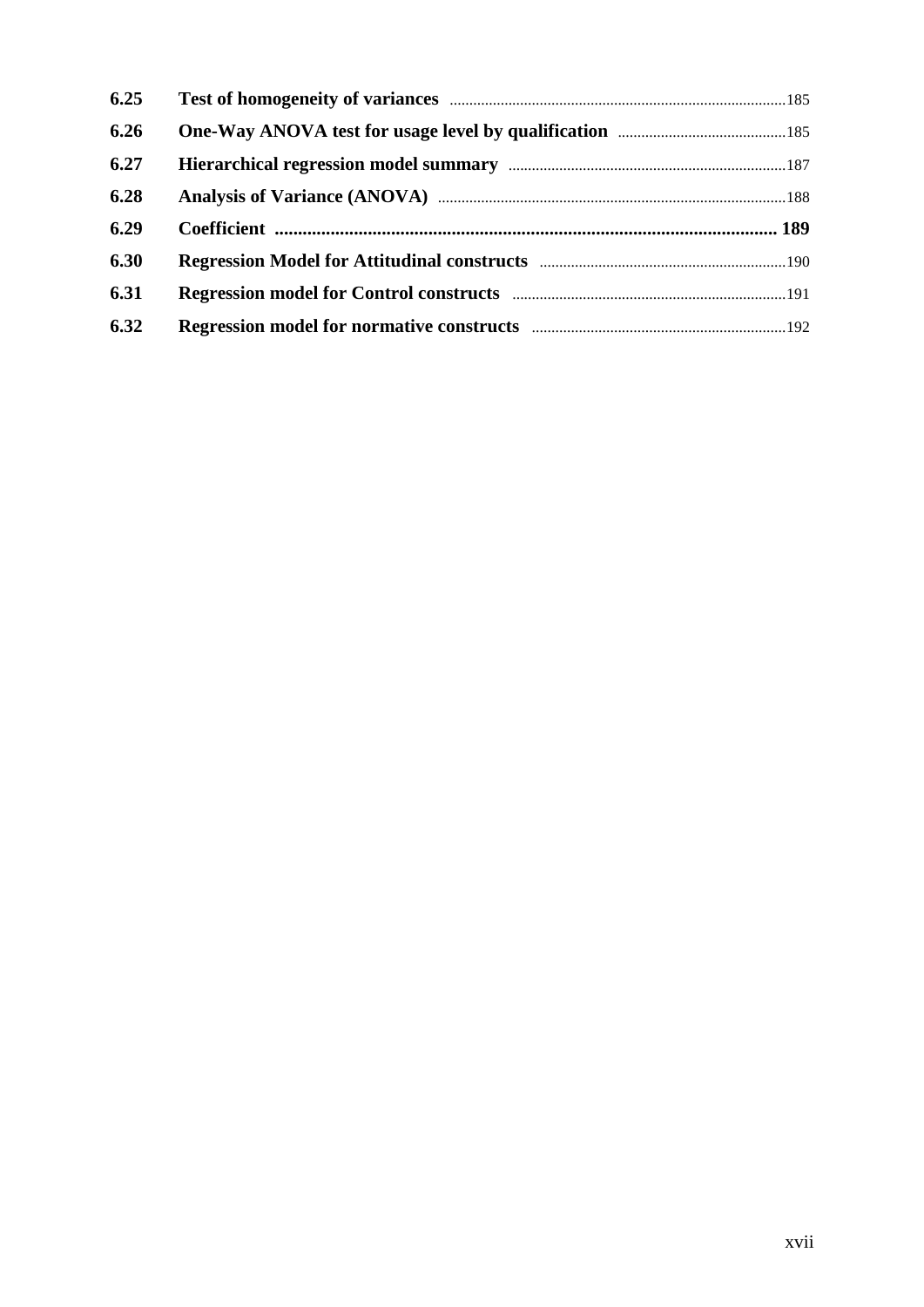| | | |
|---|---|---|
| **6.25** | **Test of homogeneity of variances** | 185 |
| **6.26** | **One-Way ANOVA test for usage level by qualification** | 185 |
| **6.27** | **Hierarchical regression model summary** | 187 |
| **6.28** | **Analysis of Variance (ANOVA)** | 188 |
| **6.29** | **Coefficient** | **189** |
| **6.30** | **Regression Model for Attitudinal constructs** | 190 |
| **6.31** | **Regression model for Control constructs** | 191 |
| **6.32** | **Regression model for normative constructs** | 192 |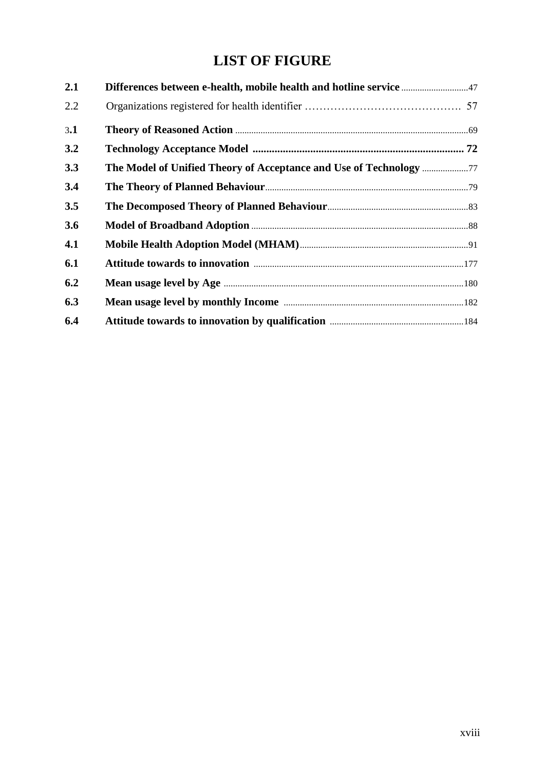# LIST OF FIGURE

| | | |
|---|---|---|
| **2.1** | **Differences between e-health, mobile health and hotline service** | 47 |
| 2.2 | Organizations registered for health identifier | 57 |
| 3.**1** | **Theory of Reasoned Action** | 69 |
| **3.2** | **Technology Acceptance Model** | **72** |
| **3.3** | **The Model of Unified Theory of Acceptance and Use of Technology** | 77 |
| **3.4** | **The Theory of Planned Behaviour** | 79 |
| **3.5** | **The Decomposed Theory of Planned Behaviour** | 83 |
| **3.6** | **Model of Broadband Adoption** | 88 |
| **4.1** | **Mobile Health Adoption Model (MHAM)** | 91 |
| **6.1** | **Attitude towards to innovation** | 177 |
| **6.2** | **Mean usage level by Age** | 180 |
| **6.3** | **Mean usage level by monthly Income** | 182 |
| **6.4** | **Attitude towards to innovation by qualification** | 184 |